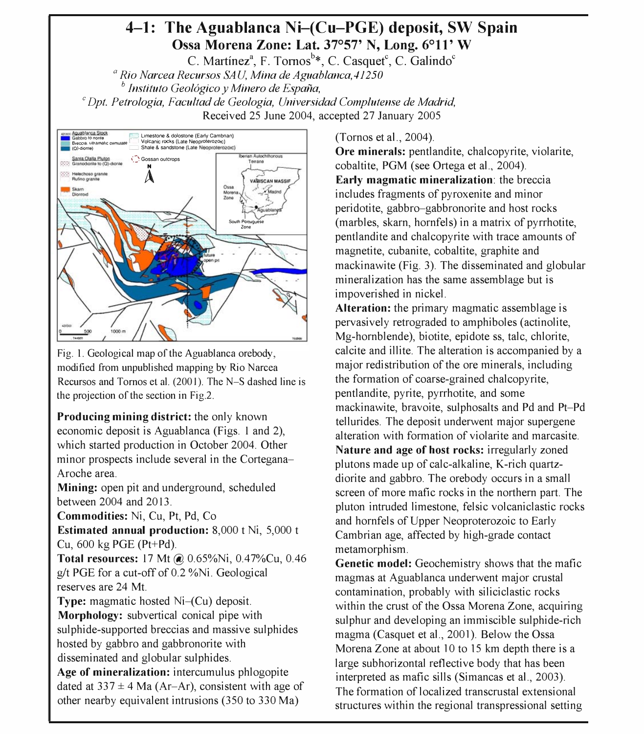# 4–1: The Aguablanca Ni–(Cu–PGE) deposit, SW Spain

## Ossa Morena Zone: Lat. 37°57' N, Long. 6°11' W

C. Martínez[a], F. Tornos[b]*, C. Casquet[c], C. Galindo[c]

[a] *Rio Narcea Recursos SAU, Mina de Aguablanca, 41250*

[b] *Instituto Geológico y Minero de España,*

[c] *Dpt. Petrologia, Facultad de Geologia, Universidad Complutense de Madrid,*

Received 25 June 2004, accepted 27 January 2005

Fig. 1. Geological map of the Aguablanca orebody, modified from unpublished mapping by Rio Narcea Recursos and Tornos et al. (2001). The N–S dashed line is the projection of the section in Fig.2.

**Producing mining district:** the only known economic deposit is Aguablanca (Figs. 1 and 2), which started production in October 2004. Other minor prospects include several in the Cortegana–Aroche area.

**Mining:** open pit and underground, scheduled between 2004 and 2013.

**Commodities:** Ni, Cu, Pt, Pd, Co

**Estimated annual production:** 8,000 t Ni, 5,000 t Cu, 600 kg PGE (Pt+Pd).

**Total resources:** 17 Mt @ 0.65%Ni, 0.47%Cu, 0.46 g/t PGE for a cut-off of 0.2 %Ni. Geological reserves are 24 Mt.

**Type:** magmatic hosted Ni–(Cu) deposit.

**Morphology:** subvertical conical pipe with sulphide-supported breccias and massive sulphides hosted by gabbro and gabbronorite with disseminated and globular sulphides.

**Age of mineralization:** intercumulus phlogopite dated at 337 ± 4 Ma (Ar–Ar), consistent with age of other nearby equivalent intrusions (350 to 330 Ma) (Tornos et al., 2004).

**Ore minerals:** pentlandite, chalcopyrite, violarite, cobaltite, PGM (see Ortega et al., 2004).

**Early magmatic mineralization**: the breccia includes fragments of pyroxenite and minor peridotite, gabbro–gabbronorite and host rocks (marbles, skarn, hornfels) in a matrix of pyrrhotite, pentlandite and chalcopyrite with trace amounts of magnetite, cubanite, cobaltite, graphite and mackinawite (Fig. 3). The disseminated and globular mineralization has the same assemblage but is impoverished in nickel.

**Alteration:** the primary magmatic assemblage is pervasively retrograded to amphiboles (actinolite, Mg-hornblende), biotite, epidote ss, talc, chlorite, calcite and illite. The alteration is accompanied by a major redistribution of the ore minerals, including the formation of coarse-grained chalcopyrite, pentlandite, pyrite, pyrrhotite, and some mackinawite, bravoite, sulphosalts and Pd and Pt–Pd tellurides. The deposit underwent major supergene alteration with formation of violarite and marcasite.

**Nature and age of host rocks:** irregularly zoned plutons made up of calc-alkaline, K-rich quartz-diorite and gabbro. The orebody occurs in a small screen of more mafic rocks in the northern part. The pluton intruded limestone, felsic volcaniclastic rocks and hornfels of Upper Neoproterozoic to Early Cambrian age, affected by high-grade contact metamorphism.

**Genetic model:** Geochemistry shows that the mafic magmas at Aguablanca underwent major crustal contamination, probably with siliciclastic rocks within the crust of the Ossa Morena Zone, acquiring sulphur and developing an immiscible sulphide-rich magma (Casquet et al., 2001). Below the Ossa Morena Zone at about 10 to 15 km depth there is a large subhorizontal reflective body that has been interpreted as mafic sills (Simancas et al., 2003). The formation of localized transcrustal extensional structures within the regional transpressional setting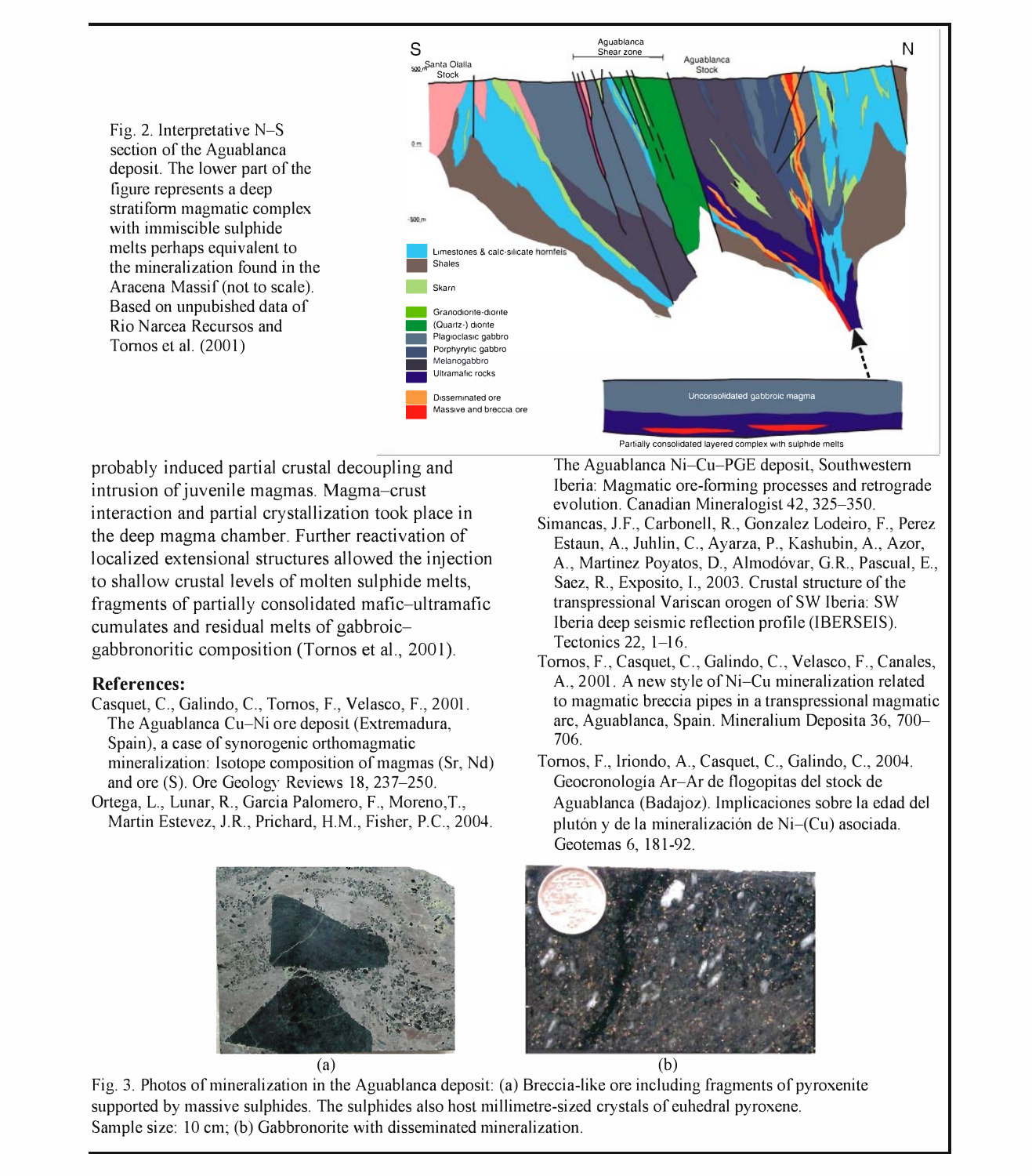Fig. 2. Interpretative N–S section of the Aguablanca deposit. The lower part of the figure represents a deep stratiform magmatic complex with immiscible sulphide melts perhaps equivalent to the mineralization found in the Aracena Massif (not to scale). Based on unpubished data of Rio Narcea Recursos and Tornos et al. (2001)

probably induced partial crustal decoupling and intrusion of juvenile magmas. Magma–crust interaction and partial crystallization took place in the deep magma chamber. Further reactivation of localized extensional structures allowed the injection to shallow crustal levels of molten sulphide melts, fragments of partially consolidated mafic–ultramafic cumulates and residual melts of gabbroic–gabbronoritic composition (Tornos et al., 2001).

**References:**

Casquet, C., Galindo, C., Tornos, F., Velasco, F., 2001. The Aguablanca Cu–Ni ore deposit (Extremadura, Spain), a case of synorogenic orthomagmatic mineralization: Isotope composition of magmas (Sr, Nd) and ore (S). Ore Geology Reviews 18, 237–250.

Ortega, L., Lunar, R., Garcia Palomero, F., Moreno,T., Martin Estevez, J.R., Prichard, H.M., Fisher, P.C., 2004. The Aguablanca Ni–Cu–PGE deposit, Southwestern Iberia: Magmatic ore-forming processes and retrograde evolution. Canadian Mineralogist 42, 325–350.

Simancas, J.F., Carbonell, R., Gonzalez Lodeiro, F., Perez Estaun, A., Juhlin, C., Ayarza, P., Kashubin, A., Azor, A., Martinez Poyatos, D., Almodóvar, G.R., Pascual, E., Saez, R., Exposito, I., 2003. Crustal structure of the transpressional Variscan orogen of SW Iberia: SW Iberia deep seismic reflection profile (IBERSEIS). Tectonics 22, 1–16.

Tornos, F., Casquet, C., Galindo, C., Velasco, F., Canales, A., 2001. A new style of Ni–Cu mineralization related to magmatic breccia pipes in a transpressional magmatic arc, Aguablanca, Spain. Mineralium Deposita 36, 700–706.

Tornos, F., Iriondo, A., Casquet, C., Galindo, C., 2004. Geocronología Ar–Ar de flogopitas del stock de Aguablanca (Badajoz). Implicaciones sobre la edad del plutón y de la mineralización de Ni–(Cu) asociada. Geotemas 6, 181-92.

Fig. 3. Photos of mineralization in the Aguablanca deposit: (a) Breccia-like ore including fragments of pyroxenite supported by massive sulphides. The sulphides also host millimetre-sized crystals of euhedral pyroxene. Sample size: 10 cm; (b) Gabbronorite with disseminated mineralization.